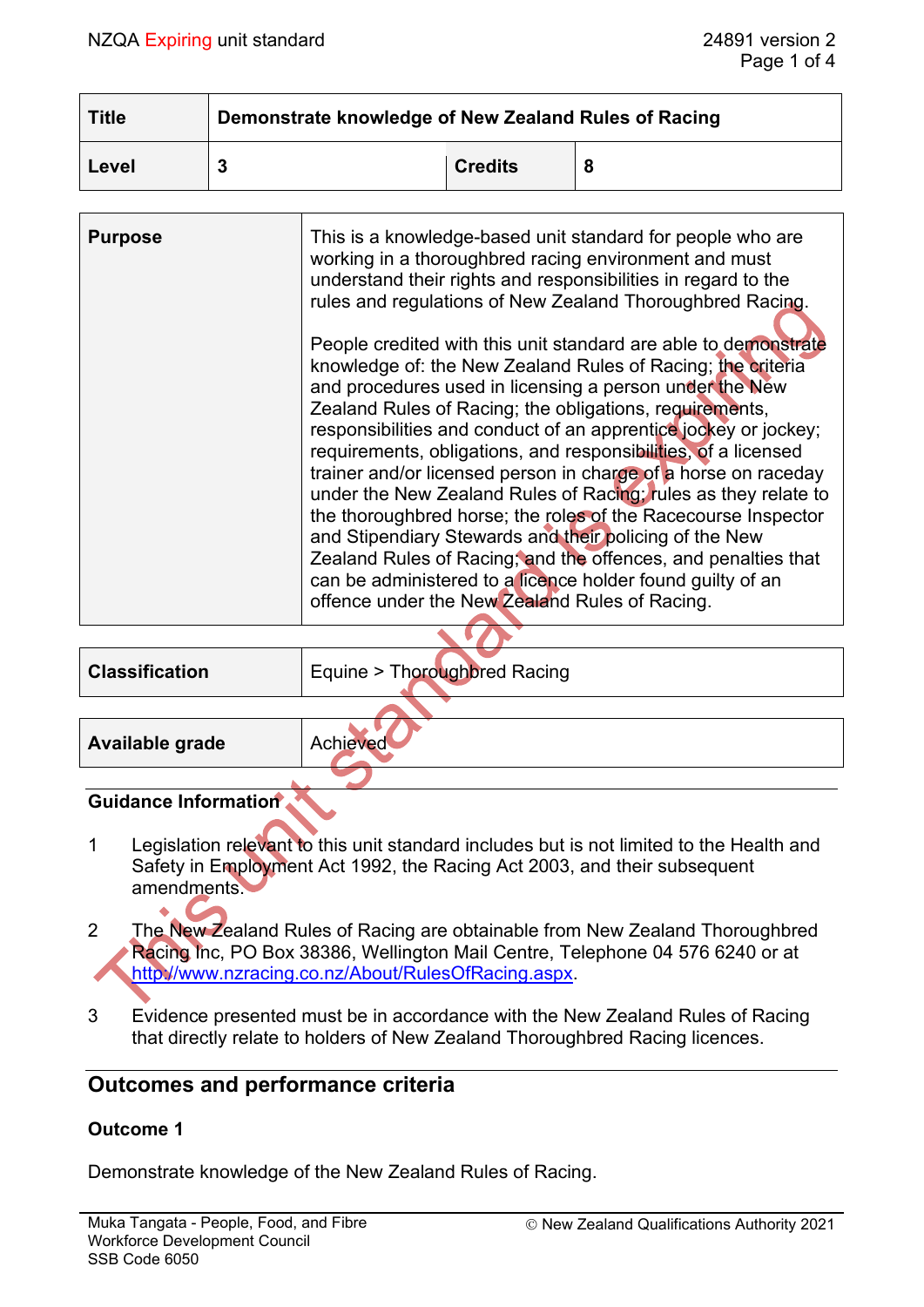| Title | Demonstrate knowledge of New Zealand Rules of Racing | | |
|---|---|---|---|
| Level | 3 | Credits | 8 |

| Purpose | This is a knowledge-based unit standard for people who are working in a thoroughbred racing environment and must understand their rights and responsibilities in regard to the rules and regulations of New Zealand Thoroughbred Racing.<br><br>People credited with this unit standard are able to demonstrate knowledge of: the New Zealand Rules of Racing; the criteria and procedures used in licensing a person under the New Zealand Rules of Racing; the obligations, requirements, responsibilities and conduct of an apprentice jockey or jockey; requirements, obligations, and responsibilities, of a licensed trainer and/or licensed person in charge of a horse on raceday under the New Zealand Rules of Racing; rules as they relate to the thoroughbred horse; the roles of the Racecourse Inspector and Stipendiary Stewards and their policing of the New Zealand Rules of Racing; and the offences, and penalties that can be administered to a licence holder found guilty of an offence under the New Zealand Rules of Racing. |
|---|---|

| Classification | Equine > Thoroughbred Racing |
|---|---|

| Available grade | Achieved |
|---|---|

**Guidance Information**

1. Legislation relevant to this unit standard includes but is not limited to the Health and Safety in Employment Act 1992, the Racing Act 2003, and their subsequent amendments.

2. The New Zealand Rules of Racing are obtainable from New Zealand Thoroughbred Racing Inc, PO Box 38386, Wellington Mail Centre, Telephone 04 576 6240 or at http://www.nzracing.co.nz/About/RulesOfRacing.aspx.

3. Evidence presented must be in accordance with the New Zealand Rules of Racing that directly relate to holders of New Zealand Thoroughbred Racing licences.

## Outcomes and performance criteria

### Outcome 1

Demonstrate knowledge of the New Zealand Rules of Racing.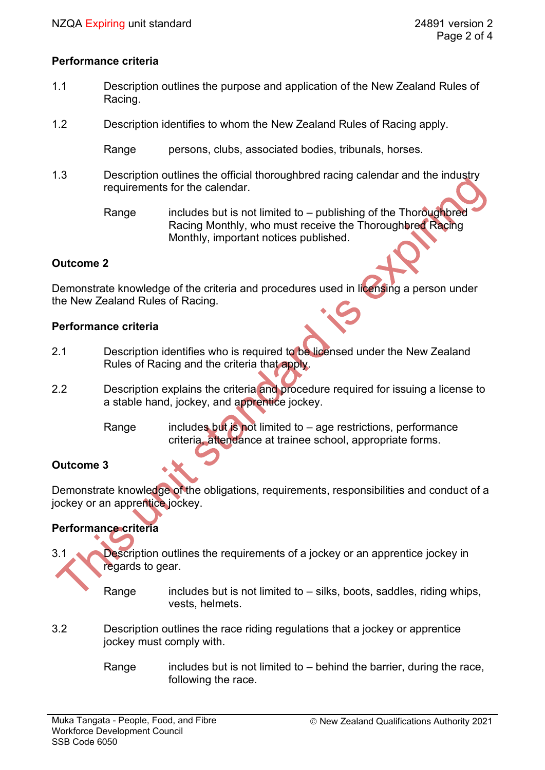**Performance criteria**

1.1 Description outlines the purpose and application of the New Zealand Rules of Racing.

1.2 Description identifies to whom the New Zealand Rules of Racing apply.

Range persons, clubs, associated bodies, tribunals, horses.

1.3 Description outlines the official thoroughbred racing calendar and the industry requirements for the calendar.

Range includes but is not limited to – publishing of the Thoroughbred Racing Monthly, who must receive the Thoroughbred Racing Monthly, important notices published.

**Outcome 2**

Demonstrate knowledge of the criteria and procedures used in licensing a person under the New Zealand Rules of Racing.

**Performance criteria**

2.1 Description identifies who is required to be licensed under the New Zealand Rules of Racing and the criteria that apply.

2.2 Description explains the criteria and procedure required for issuing a license to a stable hand, jockey, and apprentice jockey.

Range includes but is not limited to – age restrictions, performance criteria, attendance at trainee school, appropriate forms.

**Outcome 3**

Demonstrate knowledge of the obligations, requirements, responsibilities and conduct of a jockey or an apprentice jockey.

**Performance criteria**

3.1 Description outlines the requirements of a jockey or an apprentice jockey in regards to gear.

Range includes but is not limited to – silks, boots, saddles, riding whips, vests, helmets.

3.2 Description outlines the race riding regulations that a jockey or apprentice jockey must comply with.

Range includes but is not limited to – behind the barrier, during the race, following the race.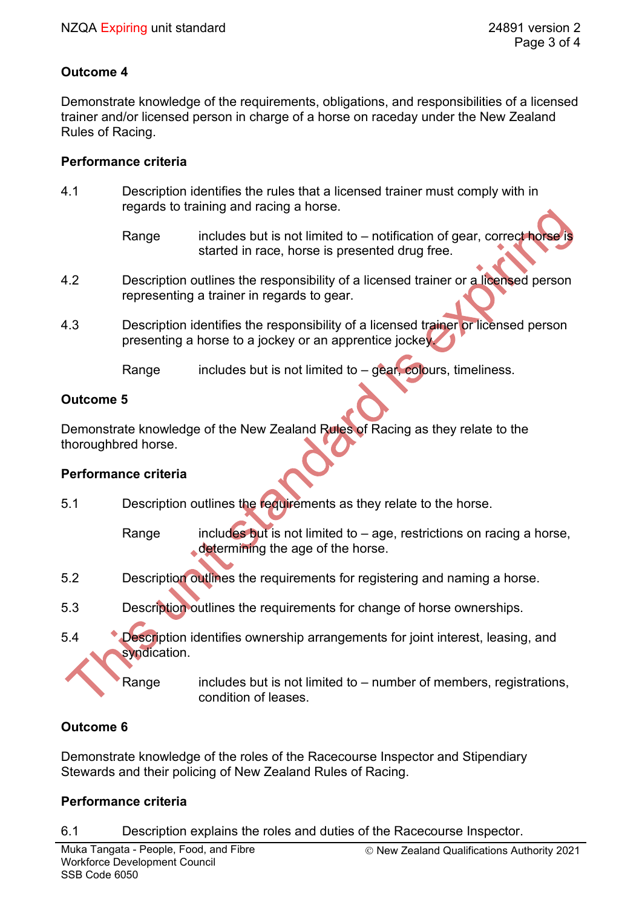## Outcome 4

Demonstrate knowledge of the requirements, obligations, and responsibilities of a licensed trainer and/or licensed person in charge of a horse on raceday under the New Zealand Rules of Racing.

### Performance criteria

4.1 Description identifies the rules that a licensed trainer must comply with in regards to training and racing a horse.

Range includes but is not limited to – notification of gear, correct horse is started in race, horse is presented drug free.

4.2 Description outlines the responsibility of a licensed trainer or a licensed person representing a trainer in regards to gear.

4.3 Description identifies the responsibility of a licensed trainer or licensed person presenting a horse to a jockey or an apprentice jockey.

Range includes but is not limited to – gear, colours, timeliness.

## Outcome 5

Demonstrate knowledge of the New Zealand Rules of Racing as they relate to the thoroughbred horse.

### Performance criteria

5.1 Description outlines the requirements as they relate to the horse.

Range includes but is not limited to – age, restrictions on racing a horse, determining the age of the horse.

5.2 Description outlines the requirements for registering and naming a horse.

5.3 Description outlines the requirements for change of horse ownerships.

5.4 Description identifies ownership arrangements for joint interest, leasing, and syndication.

Range includes but is not limited to – number of members, registrations, condition of leases.

## Outcome 6

Demonstrate knowledge of the roles of the Racecourse Inspector and Stipendiary Stewards and their policing of New Zealand Rules of Racing.

### Performance criteria

6.1 Description explains the roles and duties of the Racecourse Inspector.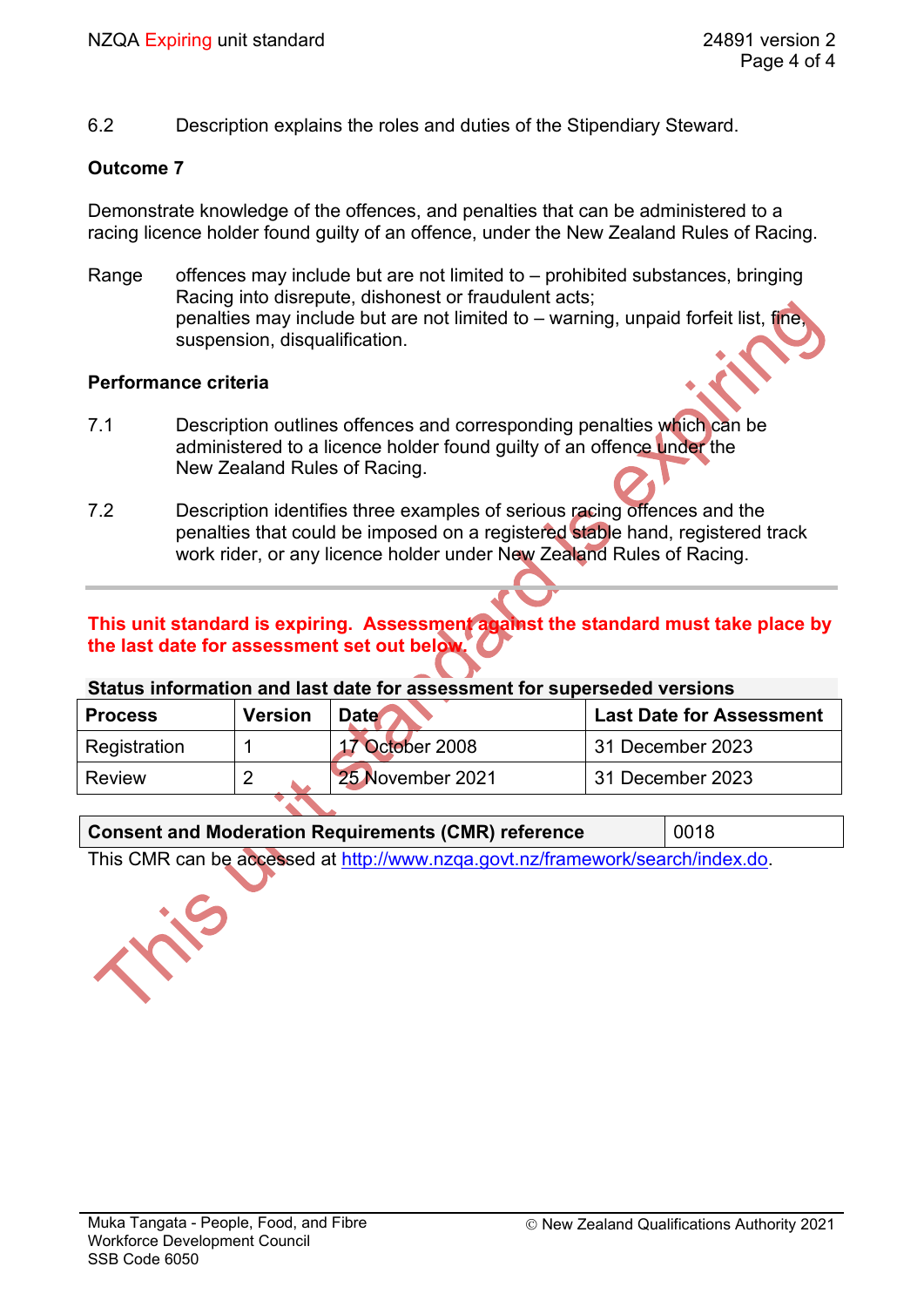6.2 Description explains the roles and duties of the Stipendiary Steward.

**Outcome 7**

Demonstrate knowledge of the offences, and penalties that can be administered to a racing licence holder found guilty of an offence, under the New Zealand Rules of Racing.

Range offences may include but are not limited to – prohibited substances, bringing Racing into disrepute, dishonest or fraudulent acts;
penalties may include but are not limited to – warning, unpaid forfeit list, fine, suspension, disqualification.

**Performance criteria**

7.1 Description outlines offences and corresponding penalties which can be administered to a licence holder found guilty of an offence under the New Zealand Rules of Racing.

7.2 Description identifies three examples of serious racing offences and the penalties that could be imposed on a registered stable hand, registered track work rider, or any licence holder under New Zealand Rules of Racing.

---

**This unit standard is expiring. Assessment against the standard must take place by the last date for assessment set out below.**

**Status information and last date for assessment for superseded versions**

| Process | Version | Date | Last Date for Assessment |
|---|---|---|---|
| Registration | 1 | 17 October 2008 | 31 December 2023 |
| Review | 2 | 25 November 2021 | 31 December 2023 |

| Consent and Moderation Requirements (CMR) reference | 0018 |
|---|---|

This CMR can be accessed at http://www.nzqa.govt.nz/framework/search/index.do.